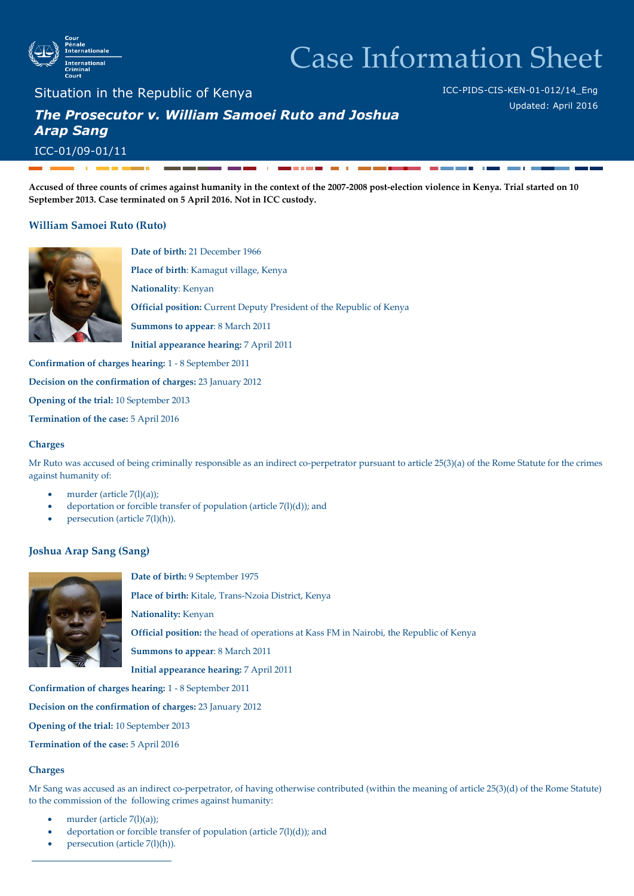Cour Pénale Internationale

International Criminal Court

# Case Information Sheet

## Situation in the Republic of Kenya

### *The Prosecutor v. William Samoei Ruto and Joshua Arap Sang*

ICC-01/09-01/11

ICC-PIDS-CIS-KEN-01-012/14_Eng

Updated: April 2016

**Accused of three counts of crimes against humanity in the context of the 2007-2008 post-election violence in Kenya. Trial started on 10 September 2013. Case terminated on 5 April 2016. Not in ICC custody.**

### William Samoei Ruto (Ruto)

**Date of birth:** 21 December 1966

**Place of birth**: Kamagut village, Kenya

**Nationality**: Kenyan

**Official position:** Current Deputy President of the Republic of Kenya

**Summons to appear**: 8 March 2011

**Initial appearance hearing:** 7 April 2011

**Confirmation of charges hearing:** 1 - 8 September 2011

**Decision on the confirmation of charges:** 23 January 2012

**Opening of the trial:** 10 September 2013

**Termination of the case:** 5 April 2016

#### Charges

Mr Ruto was accused of being criminally responsible as an indirect co-perpetrator pursuant to article 25(3)(a) of the Rome Statute for the crimes against humanity of:

- murder (article 7(l)(a));
- deportation or forcible transfer of population (article 7(l)(d)); and
- persecution (article 7(l)(h)).

### Joshua Arap Sang (Sang)

**Date of birth:** 9 September 1975

**Place of birth:** Kitale, Trans-Nzoia District, Kenya

**Nationality:** Kenyan

**Official position:** the head of operations at Kass FM in Nairobi, the Republic of Kenya

**Summons to appear**: 8 March 2011

**Initial appearance hearing:** 7 April 2011

**Confirmation of charges hearing:** 1 - 8 September 2011

**Decision on the confirmation of charges:** 23 January 2012

**Opening of the trial:** 10 September 2013

**Termination of the case:** 5 April 2016

#### Charges

Mr Sang was accused as an indirect co-perpetrator, of having otherwise contributed (within the meaning of article 25(3)(d) of the Rome Statute) to the commission of the following crimes against humanity:

- murder (article 7(l)(a));
- deportation or forcible transfer of population (article 7(l)(d)); and
- persecution (article 7(l)(h)).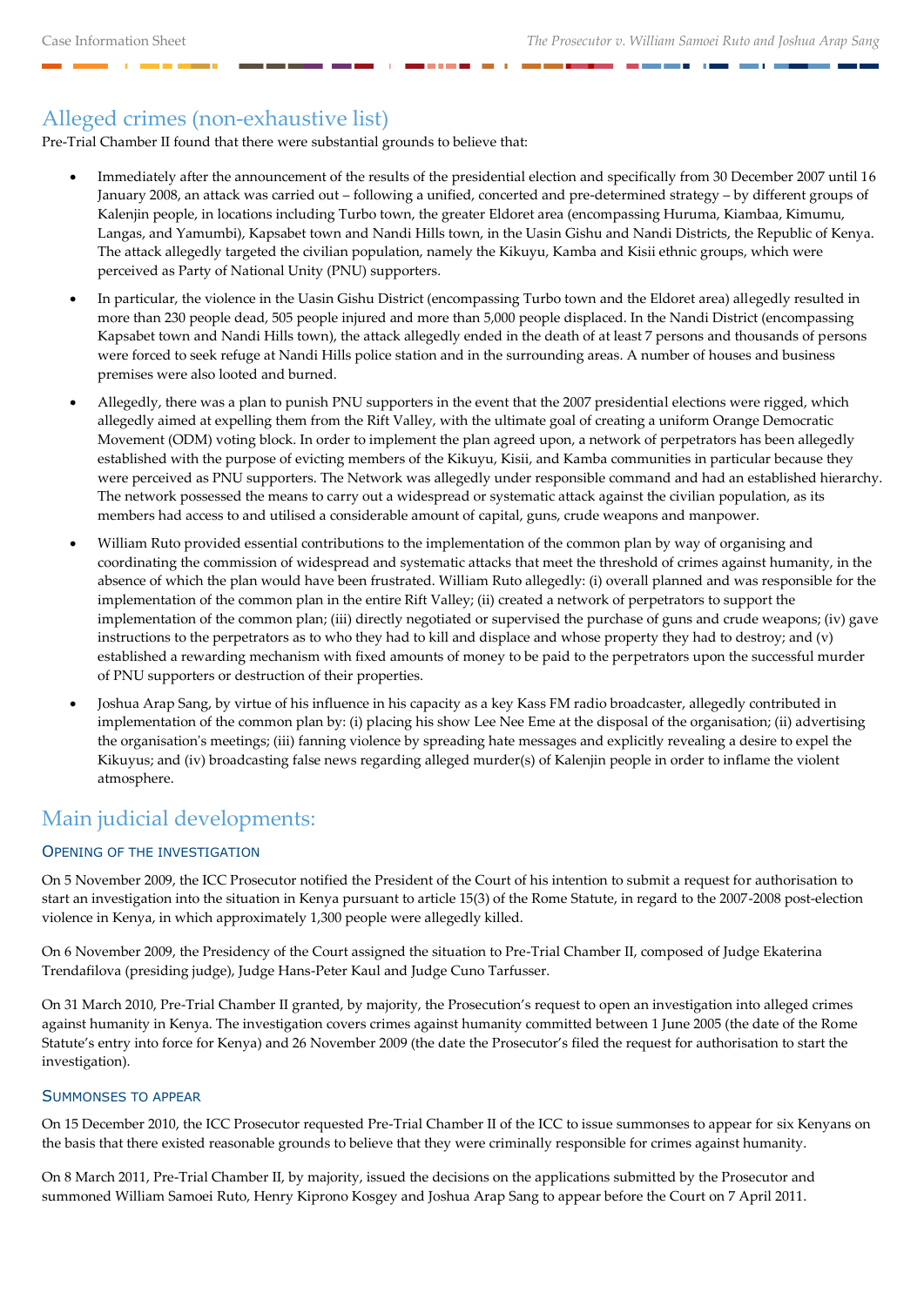## Alleged crimes (non-exhaustive list)

Pre-Trial Chamber II found that there were substantial grounds to believe that:

- Immediately after the announcement of the results of the presidential election and specifically from 30 December 2007 until 16 January 2008, an attack was carried out – following a unified, concerted and pre-determined strategy – by different groups of Kalenjin people, in locations including Turbo town, the greater Eldoret area (encompassing Huruma, Kiambaa, Kimumu, Langas, and Yamumbi), Kapsabet town and Nandi Hills town, in the Uasin Gishu and Nandi Districts, the Republic of Kenya. The attack allegedly targeted the civilian population, namely the Kikuyu, Kamba and Kisii ethnic groups, which were perceived as Party of National Unity (PNU) supporters.
- In particular, the violence in the Uasin Gishu District (encompassing Turbo town and the Eldoret area) allegedly resulted in more than 230 people dead, 505 people injured and more than 5,000 people displaced. In the Nandi District (encompassing Kapsabet town and Nandi Hills town), the attack allegedly ended in the death of at least 7 persons and thousands of persons were forced to seek refuge at Nandi Hills police station and in the surrounding areas. A number of houses and business premises were also looted and burned.
- Allegedly, there was a plan to punish PNU supporters in the event that the 2007 presidential elections were rigged, which allegedly aimed at expelling them from the Rift Valley, with the ultimate goal of creating a uniform Orange Democratic Movement (ODM) voting block. In order to implement the plan agreed upon, a network of perpetrators has been allegedly established with the purpose of evicting members of the Kikuyu, Kisii, and Kamba communities in particular because they were perceived as PNU supporters. The Network was allegedly under responsible command and had an established hierarchy. The network possessed the means to carry out a widespread or systematic attack against the civilian population, as its members had access to and utilised a considerable amount of capital, guns, crude weapons and manpower.
- William Ruto provided essential contributions to the implementation of the common plan by way of organising and coordinating the commission of widespread and systematic attacks that meet the threshold of crimes against humanity, in the absence of which the plan would have been frustrated. William Ruto allegedly: (i) overall planned and was responsible for the implementation of the common plan in the entire Rift Valley; (ii) created a network of perpetrators to support the implementation of the common plan; (iii) directly negotiated or supervised the purchase of guns and crude weapons; (iv) gave instructions to the perpetrators as to who they had to kill and displace and whose property they had to destroy; and (v) established a rewarding mechanism with fixed amounts of money to be paid to the perpetrators upon the successful murder of PNU supporters or destruction of their properties.
- Joshua Arap Sang, by virtue of his influence in his capacity as a key Kass FM radio broadcaster, allegedly contributed in implementation of the common plan by: (i) placing his show Lee Nee Eme at the disposal of the organisation; (ii) advertising the organisation's meetings; (iii) fanning violence by spreading hate messages and explicitly revealing a desire to expel the Kikuyus; and (iv) broadcasting false news regarding alleged murder(s) of Kalenjin people in order to inflame the violent atmosphere.

## Main judicial developments:

### Opening of the investigation

On 5 November 2009, the ICC Prosecutor notified the President of the Court of his intention to submit a request for authorisation to start an investigation into the situation in Kenya pursuant to article 15(3) of the Rome Statute, in regard to the 2007-2008 post-election violence in Kenya, in which approximately 1,300 people were allegedly killed.

On 6 November 2009, the Presidency of the Court assigned the situation to Pre-Trial Chamber II, composed of Judge Ekaterina Trendafilova (presiding judge), Judge Hans-Peter Kaul and Judge Cuno Tarfusser.

On 31 March 2010, Pre-Trial Chamber II granted, by majority, the Prosecution's request to open an investigation into alleged crimes against humanity in Kenya. The investigation covers crimes against humanity committed between 1 June 2005 (the date of the Rome Statute's entry into force for Kenya) and 26 November 2009 (the date the Prosecutor's filed the request for authorisation to start the investigation).

### Summonses to appear

On 15 December 2010, the ICC Prosecutor requested Pre-Trial Chamber II of the ICC to issue summonses to appear for six Kenyans on the basis that there existed reasonable grounds to believe that they were criminally responsible for crimes against humanity.

On 8 March 2011, Pre-Trial Chamber II, by majority, issued the decisions on the applications submitted by the Prosecutor and summoned William Samoei Ruto, Henry Kiprono Kosgey and Joshua Arap Sang to appear before the Court on 7 April 2011.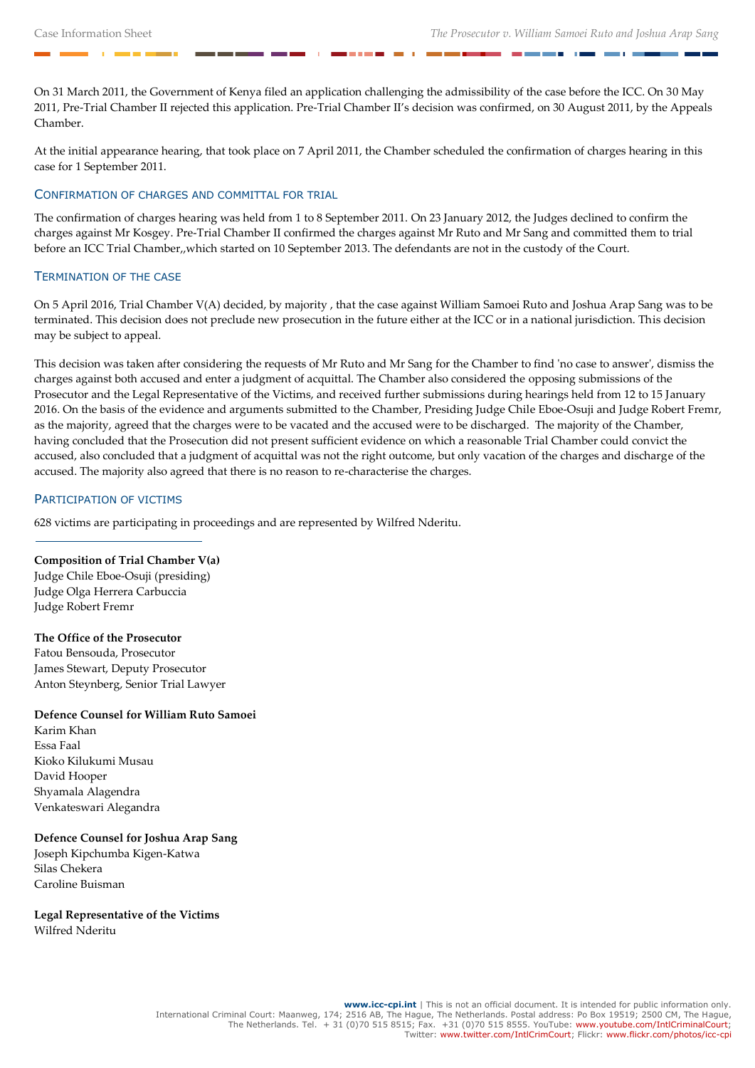On 31 March 2011, the Government of Kenya filed an application challenging the admissibility of the case before the ICC. On 30 May 2011, Pre-Trial Chamber II rejected this application. Pre-Trial Chamber II's decision was confirmed, on 30 August 2011, by the Appeals Chamber.

At the initial appearance hearing, that took place on 7 April 2011, the Chamber scheduled the confirmation of charges hearing in this case for 1 September 2011.

## CONFIRMATION OF CHARGES AND COMMITTAL FOR TRIAL

The confirmation of charges hearing was held from 1 to 8 September 2011. On 23 January 2012, the Judges declined to confirm the charges against Mr Kosgey. Pre-Trial Chamber II confirmed the charges against Mr Ruto and Mr Sang and committed them to trial before an ICC Trial Chamber,,which started on 10 September 2013. The defendants are not in the custody of the Court.

## TERMINATION OF THE CASE

On 5 April 2016, Trial Chamber V(A) decided, by majority , that the case against William Samoei Ruto and Joshua Arap Sang was to be terminated. This decision does not preclude new prosecution in the future either at the ICC or in a national jurisdiction. This decision may be subject to appeal.

This decision was taken after considering the requests of Mr Ruto and Mr Sang for the Chamber to find 'no case to answer', dismiss the charges against both accused and enter a judgment of acquittal. The Chamber also considered the opposing submissions of the Prosecutor and the Legal Representative of the Victims, and received further submissions during hearings held from 12 to 15 January 2016. On the basis of the evidence and arguments submitted to the Chamber, Presiding Judge Chile Eboe-Osuji and Judge Robert Fremr, as the majority, agreed that the charges were to be vacated and the accused were to be discharged. The majority of the Chamber, having concluded that the Prosecution did not present sufficient evidence on which a reasonable Trial Chamber could convict the accused, also concluded that a judgment of acquittal was not the right outcome, but only vacation of the charges and discharge of the accused. The majority also agreed that there is no reason to re-characterise the charges.

## PARTICIPATION OF VICTIMS

628 victims are participating in proceedings and are represented by Wilfred Nderitu.

---

**Composition of Trial Chamber V(a)**
Judge Chile Eboe-Osuji (presiding)
Judge Olga Herrera Carbuccia
Judge Robert Fremr

**The Office of the Prosecutor**
Fatou Bensouda, Prosecutor
James Stewart, Deputy Prosecutor
Anton Steynberg, Senior Trial Lawyer

**Defence Counsel for William Ruto Samoei**
Karim Khan
Essa Faal
Kioko Kilukumi Musau
David Hooper
Shyamala Alagendra
Venkateswari Alegandra

**Defence Counsel for Joshua Arap Sang**
Joseph Kipchumba Kigen-Katwa
Silas Chekera
Caroline Buisman

**Legal Representative of the Victims**
Wilfred Nderitu